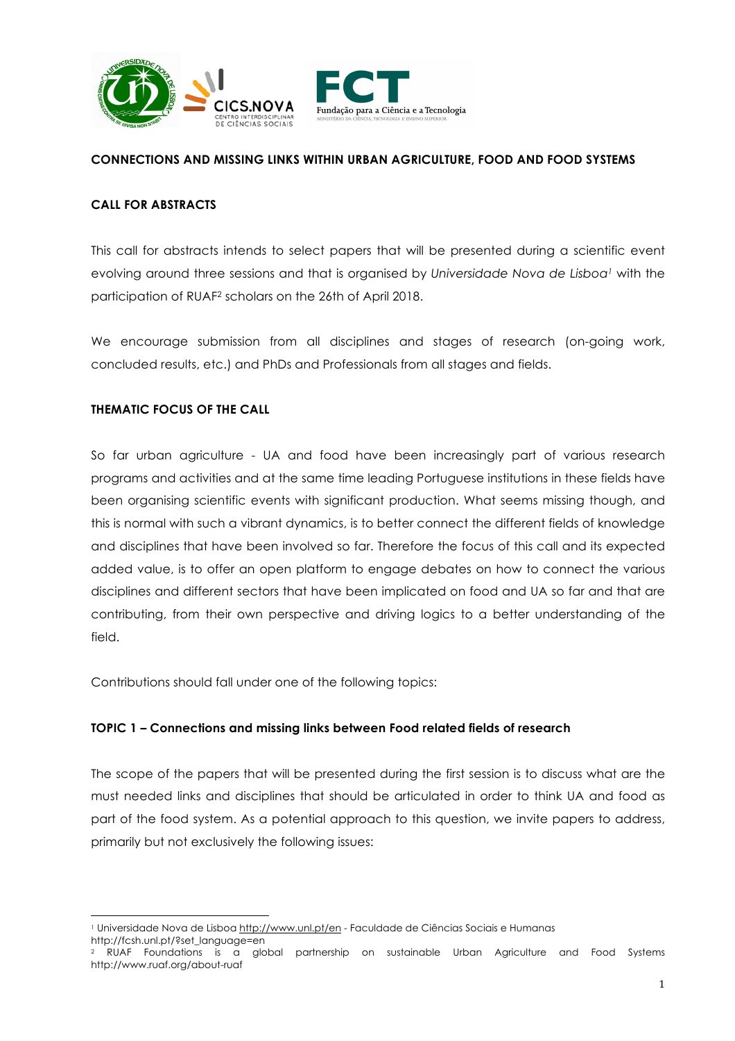## CONNECTIONS AND MISSING LINKS WITHIN URBAN AGRICULTURE, FOOD AND FOOD SYSTEMS

### CALL FOR ABSTRACTS

This call for abstracts intends to select papers that will be presented during a scientific event evolving around three sessions and that is organised by *Universidade Nova de Lisboa*[1] with the participation of RUAF[2] scholars on the 26th of April 2018.

We encourage submission from all disciplines and stages of research (on-going work, concluded results, etc.) and PhDs and Professionals from all stages and fields.

### THEMATIC FOCUS OF THE CALL

So far urban agriculture - UA and food have been increasingly part of various research programs and activities and at the same time leading Portuguese institutions in these fields have been organising scientific events with significant production. What seems missing though, and this is normal with such a vibrant dynamics, is to better connect the different fields of knowledge and disciplines that have been involved so far. Therefore the focus of this call and its expected added value, is to offer an open platform to engage debates on how to connect the various disciplines and different sectors that have been implicated on food and UA so far and that are contributing, from their own perspective and driving logics to a better understanding of the field.

Contributions should fall under one of the following topics:

### TOPIC 1 – Connections and missing links between Food related fields of research

The scope of the papers that will be presented during the first session is to discuss what are the must needed links and disciplines that should be articulated in order to think UA and food as part of the food system. As a potential approach to this question, we invite papers to address, primarily but not exclusively the following issues:

---

[1] Universidade Nova de Lisboa http://www.unl.pt/en - Faculdade de Ciências Sociais e Humanas http://fcsh.unl.pt/?set_language=en

[2] RUAF Foundations is a global partnership on sustainable Urban Agriculture and Food Systems http://www.ruaf.org/about-ruaf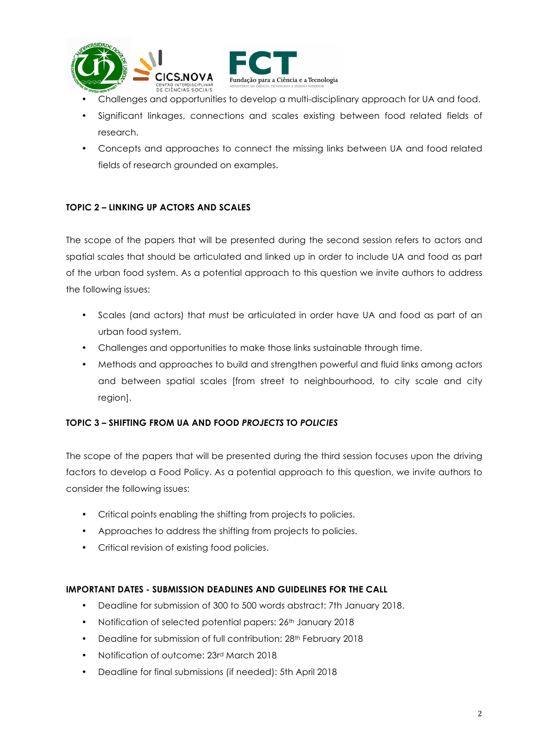- Challenges and opportunities to develop a multi-disciplinary approach for UA and food.
- Significant linkages, connections and scales existing between food related fields of research.
- Concepts and approaches to connect the missing links between UA and food related fields of research grounded on examples.

**TOPIC 2 – LINKING UP ACTORS AND SCALES**

The scope of the papers that will be presented during the second session refers to actors and spatial scales that should be articulated and linked up in order to include UA and food as part of the urban food system. As a potential approach to this question we invite authors to address the following issues:

- Scales (and actors) that must be articulated in order have UA and food as part of an urban food system.
- Challenges and opportunities to make those links sustainable through time.
- Methods and approaches to build and strengthen powerful and fluid links among actors and between spatial scales [from street to neighbourhood, to city scale and city region].

**TOPIC 3 – SHIFTING FROM UA AND FOOD *PROJECTS* TO *POLICIES***

The scope of the papers that will be presented during the third session focuses upon the driving factors to develop a Food Policy. As a potential approach to this question, we invite authors to consider the following issues:

- Critical points enabling the shifting from projects to policies.
- Approaches to address the shifting from projects to policies.
- Critical revision of existing food policies.

**IMPORTANT DATES - SUBMISSION DEADLINES AND GUIDELINES FOR THE CALL**

- Deadline for submission of 300 to 500 words abstract: 7th January 2018.
- Notification of selected potential papers: 26th January 2018
- Deadline for submission of full contribution: 28th February 2018
- Notification of outcome: 23rd March 2018
- Deadline for final submissions (if needed): 5th April 2018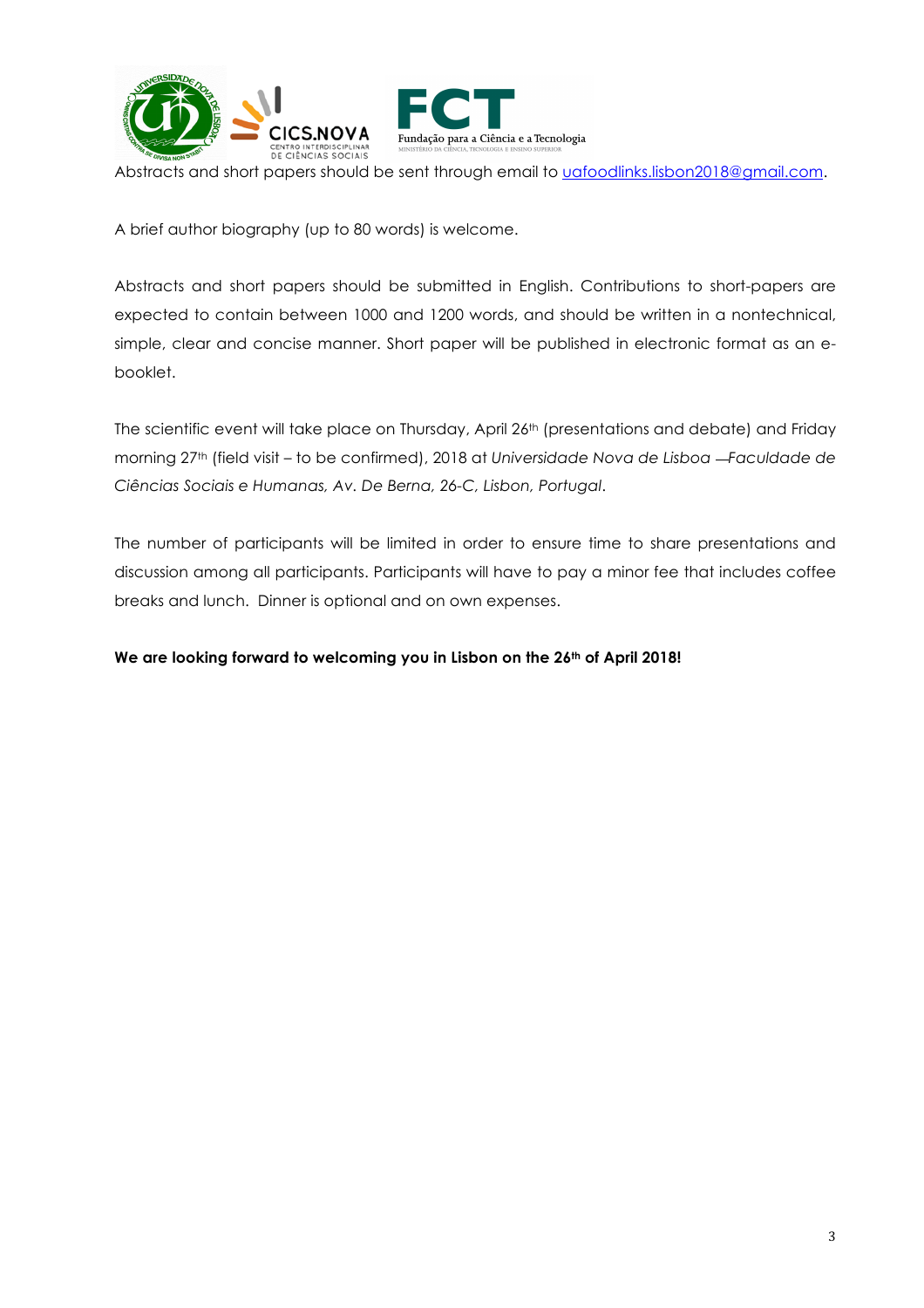Abstracts and short papers should be sent through email to uafoodlinks.lisbon2018@gmail.com.

A brief author biography (up to 80 words) is welcome.

Abstracts and short papers should be submitted in English. Contributions to short-papers are expected to contain between 1000 and 1200 words, and should be written in a nontechnical, simple, clear and concise manner. Short paper will be published in electronic format as an e-booklet.

The scientific event will take place on Thursday, April 26th (presentations and debate) and Friday morning 27th (field visit – to be confirmed), 2018 at *Universidade Nova de Lisboa —Faculdade de Ciências Sociais e Humanas, Av. De Berna, 26-C, Lisbon, Portugal*.

The number of participants will be limited in order to ensure time to share presentations and discussion among all participants. Participants will have to pay a minor fee that includes coffee breaks and lunch. Dinner is optional and on own expenses.

**We are looking forward to welcoming you in Lisbon on the 26th of April 2018!**